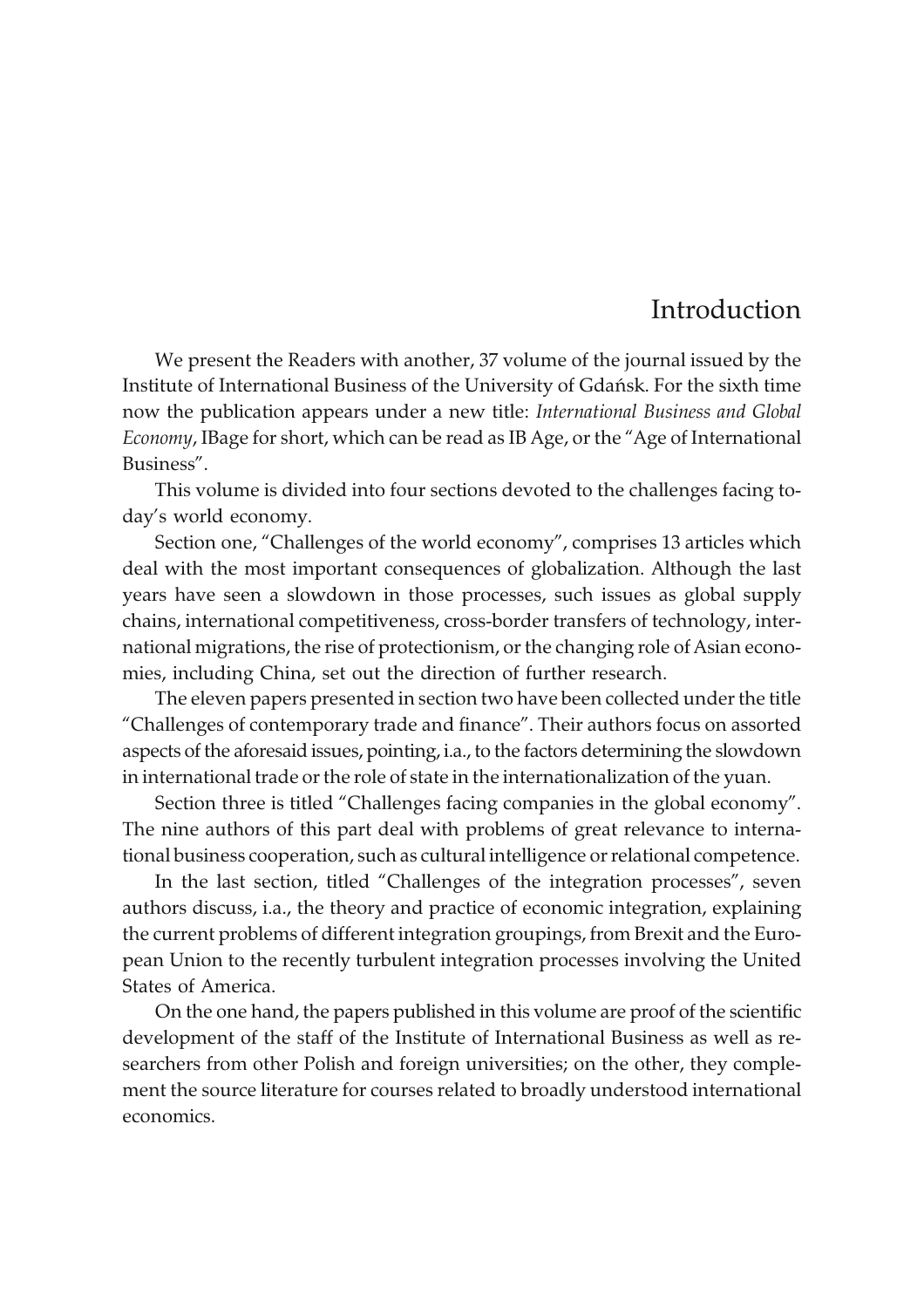# Introduction

We present the Readers with another, 37 volume of the journal issued by the Institute of International Business of the University of Gdańsk. For the sixth time now the publication appears under a new title: *International Business and Global Economy*, IBage for short, which can be read as IB Age, or the "Age of International Business".

This volume is divided into four sections devoted to the challenges facing today's world economy.

Section one, "Challenges of the world economy", comprises 13 articles which deal with the most important consequences of globalization. Although the last years have seen a slowdown in those processes, such issues as global supply chains, international competitiveness, cross-border transfers of technology, international migrations, the rise of protectionism, or the changing role of Asian economies, including China, set out the direction of further research.

The eleven papers presented in section two have been collected under the title "Challenges of contemporary trade and finance". Their authors focus on assorted aspects of the aforesaid issues, pointing, i.a., to the factors determining the slowdown in international trade or the role of state in the internationalization of the yuan.

Section three is titled "Challenges facing companies in the global economy". The nine authors of this part deal with problems of great relevance to international business cooperation, such as cultural intelligence or relational competence.

In the last section, titled "Challenges of the integration processes", seven authors discuss, i.a., the theory and practice of economic integration, explaining the current problems of different integration groupings, from Brexit and the European Union to the recently turbulent integration processes involving the United States of America.

On the one hand, the papers published in this volume are proof of the scientific development of the staff of the Institute of International Business as well as researchers from other Polish and foreign universities; on the other, they complement the source literature for courses related to broadly understood international economics.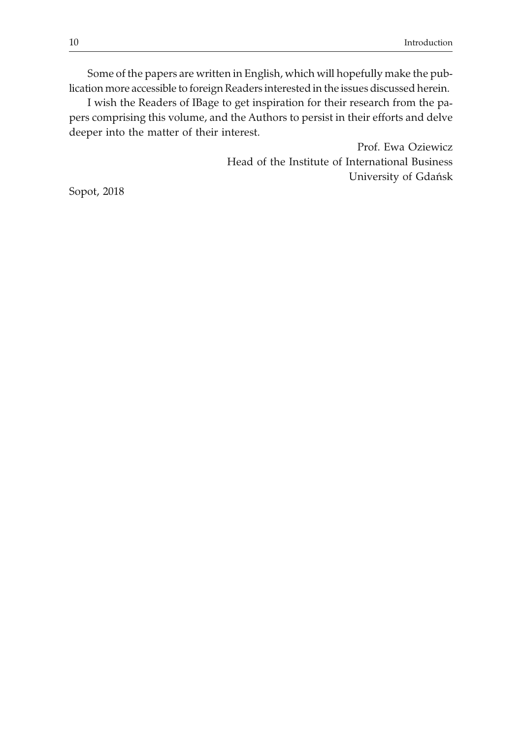Some of the papers are written in English, which will hopefully make the publication more accessible to foreign Readers interested in the issues discussed herein.

I wish the Readers of IBage to get inspiration for their research from the papers comprising this volume, and the Authors to persist in their efforts and delve deeper into the matter of their interest.

Prof. Ewa Oziewicz
Head of the Institute of International Business
University of Gdańsk

Sopot, 2018